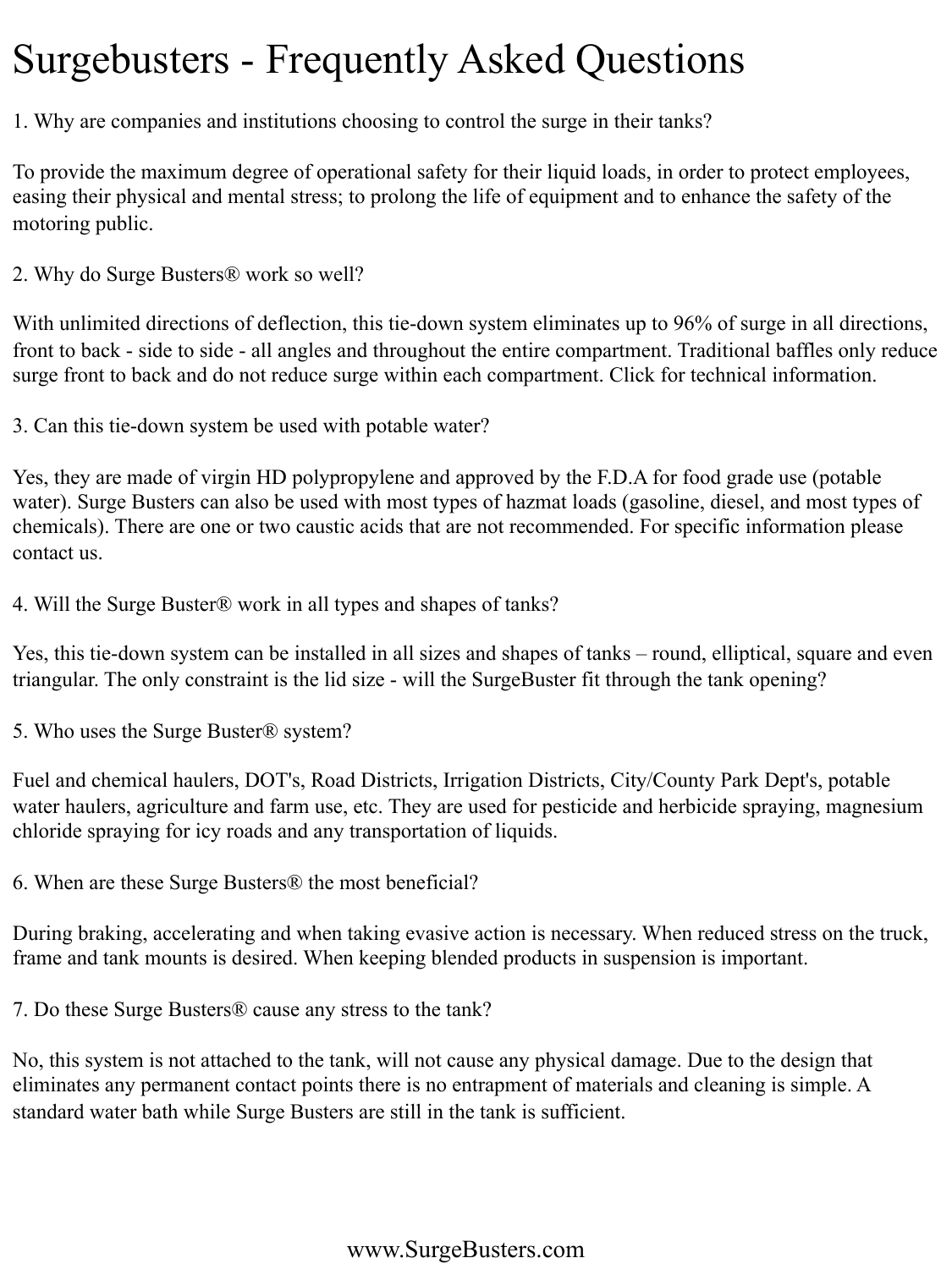# Surgebusters - Frequently Asked Questions

1. Why are companies and institutions choosing to control the surge in their tanks?

To provide the maximum degree of operational safety for their liquid loads, in order to protect employees, easing their physical and mental stress; to prolong the life of equipment and to enhance the safety of the motoring public.

2. Why do Surge Busters® work so well?

With unlimited directions of deflection, this tie-down system eliminates up to 96% of surge in all directions, front to back - side to side - all angles and throughout the entire compartment. Traditional baffles only reduce surge front to back and do not reduce surge within each compartment. Click for technical information.

3. Can this tie-down system be used with potable water?

Yes, they are made of virgin HD polypropylene and approved by the F.D.A for food grade use (potable water). Surge Busters can also be used with most types of hazmat loads (gasoline, diesel, and most types of chemicals). There are one or two caustic acids that are not recommended. For specific information please contact us.

4. Will the Surge Buster® work in all types and shapes of tanks?

Yes, this tie-down system can be installed in all sizes and shapes of tanks – round, elliptical, square and even triangular. The only constraint is the lid size - will the SurgeBuster fit through the tank opening?

5. Who uses the Surge Buster® system?

Fuel and chemical haulers, DOT's, Road Districts, Irrigation Districts, City/County Park Dept's, potable water haulers, agriculture and farm use, etc. They are used for pesticide and herbicide spraying, magnesium chloride spraying for icy roads and any transportation of liquids.

6. When are these Surge Busters® the most beneficial?

During braking, accelerating and when taking evasive action is necessary. When reduced stress on the truck, frame and tank mounts is desired. When keeping blended products in suspension is important.

7. Do these Surge Busters® cause any stress to the tank?

No, this system is not attached to the tank, will not cause any physical damage. Due to the design that eliminates any permanent contact points there is no entrapment of materials and cleaning is simple. A standard water bath while Surge Busters are still in the tank is sufficient.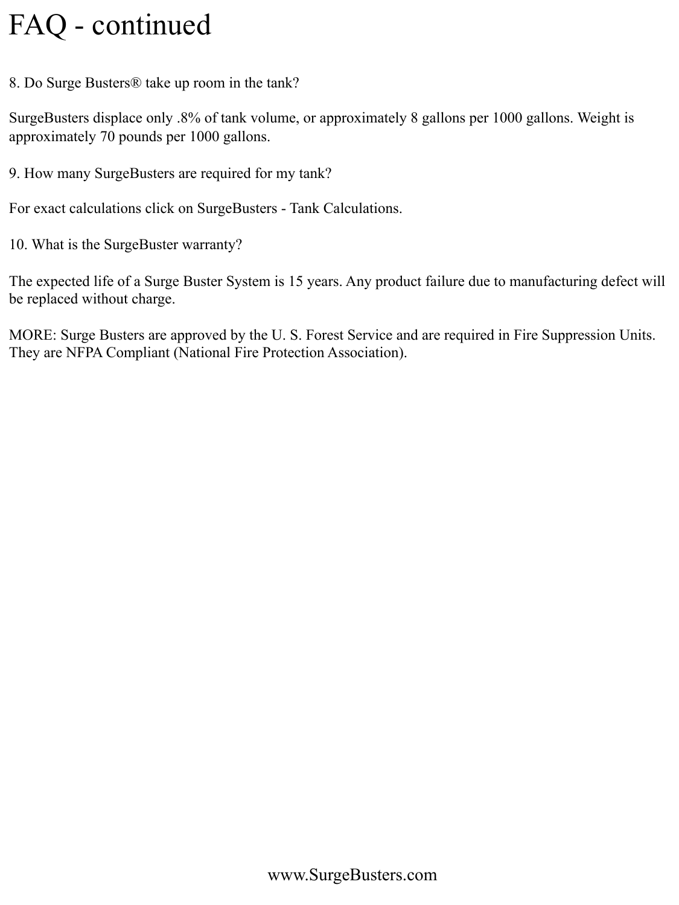# FAQ - continued

8. Do Surge Busters® take up room in the tank?

SurgeBusters displace only .8% of tank volume, or approximately 8 gallons per 1000 gallons. Weight is approximately 70 pounds per 1000 gallons.

9. How many SurgeBusters are required for my tank?

For exact calculations click on SurgeBusters - Tank Calculations.

10. What is the SurgeBuster warranty?

The expected life of a Surge Buster System is 15 years. Any product failure due to manufacturing defect will be replaced without charge.

MORE: Surge Busters are approved by the U. S. Forest Service and are required in Fire Suppression Units. They are NFPA Compliant (National Fire Protection Association).

www.SurgeBusters.com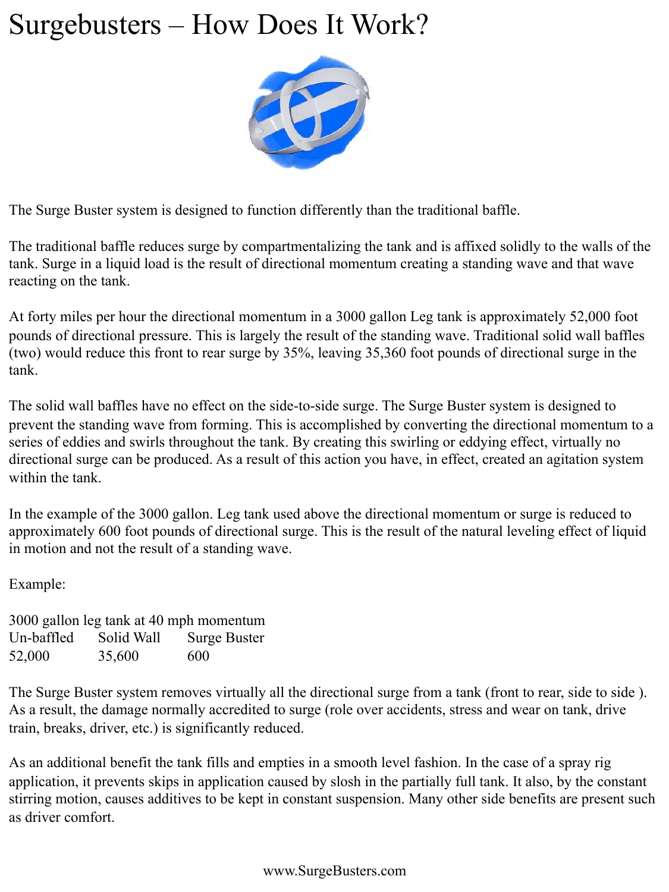# Surgebusters – How Does It Work?

The Surge Buster system is designed to function differently than the traditional baffle.

The traditional baffle reduces surge by compartmentalizing the tank and is affixed solidly to the walls of the tank. Surge in a liquid load is the result of directional momentum creating a standing wave and that wave reacting on the tank.

At forty miles per hour the directional momentum in a 3000 gallon Leg tank is approximately 52,000 foot pounds of directional pressure. This is largely the result of the standing wave. Traditional solid wall baffles (two) would reduce this front to rear surge by 35%, leaving 35,360 foot pounds of directional surge in the tank.

The solid wall baffles have no effect on the side-to-side surge. The Surge Buster system is designed to prevent the standing wave from forming. This is accomplished by converting the directional momentum to a series of eddies and swirls throughout the tank. By creating this swirling or eddying effect, virtually no directional surge can be produced. As a result of this action you have, in effect, created an agitation system within the tank.

In the example of the 3000 gallon. Leg tank used above the directional momentum or surge is reduced to approximately 600 foot pounds of directional surge. This is the result of the natural leveling effect of liquid in motion and not the result of a standing wave.

Example:

3000 gallon leg tank at 40 mph momentum

| Un-baffled | Solid Wall | Surge Buster |
|---|---|---|
| 52,000 | 35,600 | 600 |

The Surge Buster system removes virtually all the directional surge from a tank (front to rear, side to side ). As a result, the damage normally accredited to surge (role over accidents, stress and wear on tank, drive train, breaks, driver, etc.) is significantly reduced.

As an additional benefit the tank fills and empties in a smooth level fashion. In the case of a spray rig application, it prevents skips in application caused by slosh in the partially full tank. It also, by the constant stirring motion, causes additives to be kept in constant suspension. Many other side benefits are present such as driver comfort.

www.SurgeBusters.com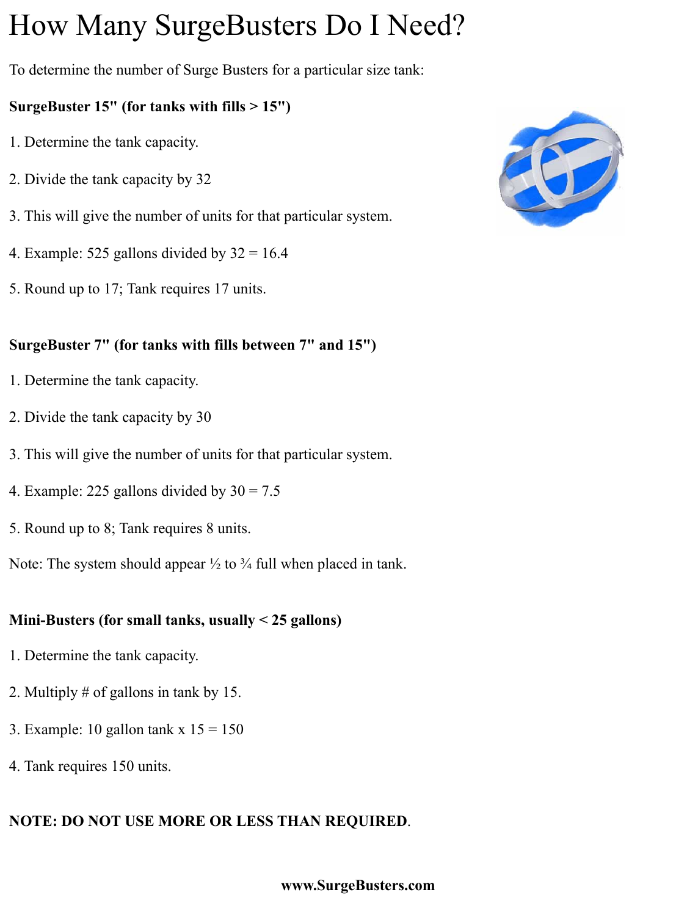# How Many SurgeBusters Do I Need?

To determine the number of Surge Busters for a particular size tank:

**SurgeBuster 15" (for tanks with fills > 15")**

1. Determine the tank capacity.
2. Divide the tank capacity by 32
3. This will give the number of units for that particular system.
4. Example: 525 gallons divided by 32 = 16.4
5. Round up to 17; Tank requires 17 units.

**SurgeBuster 7" (for tanks with fills between 7" and 15")**

1. Determine the tank capacity.
2. Divide the tank capacity by 30
3. This will give the number of units for that particular system.
4. Example: 225 gallons divided by 30 = 7.5
5. Round up to 8; Tank requires 8 units.

Note: The system should appear ½ to ¾ full when placed in tank.

**Mini-Busters (for small tanks, usually < 25 gallons)**

1. Determine the tank capacity.
2. Multiply # of gallons in tank by 15.
3. Example: 10 gallon tank x 15 = 150
4. Tank requires 150 units.

**NOTE: DO NOT USE MORE OR LESS THAN REQUIRED**.

**www.SurgeBusters.com**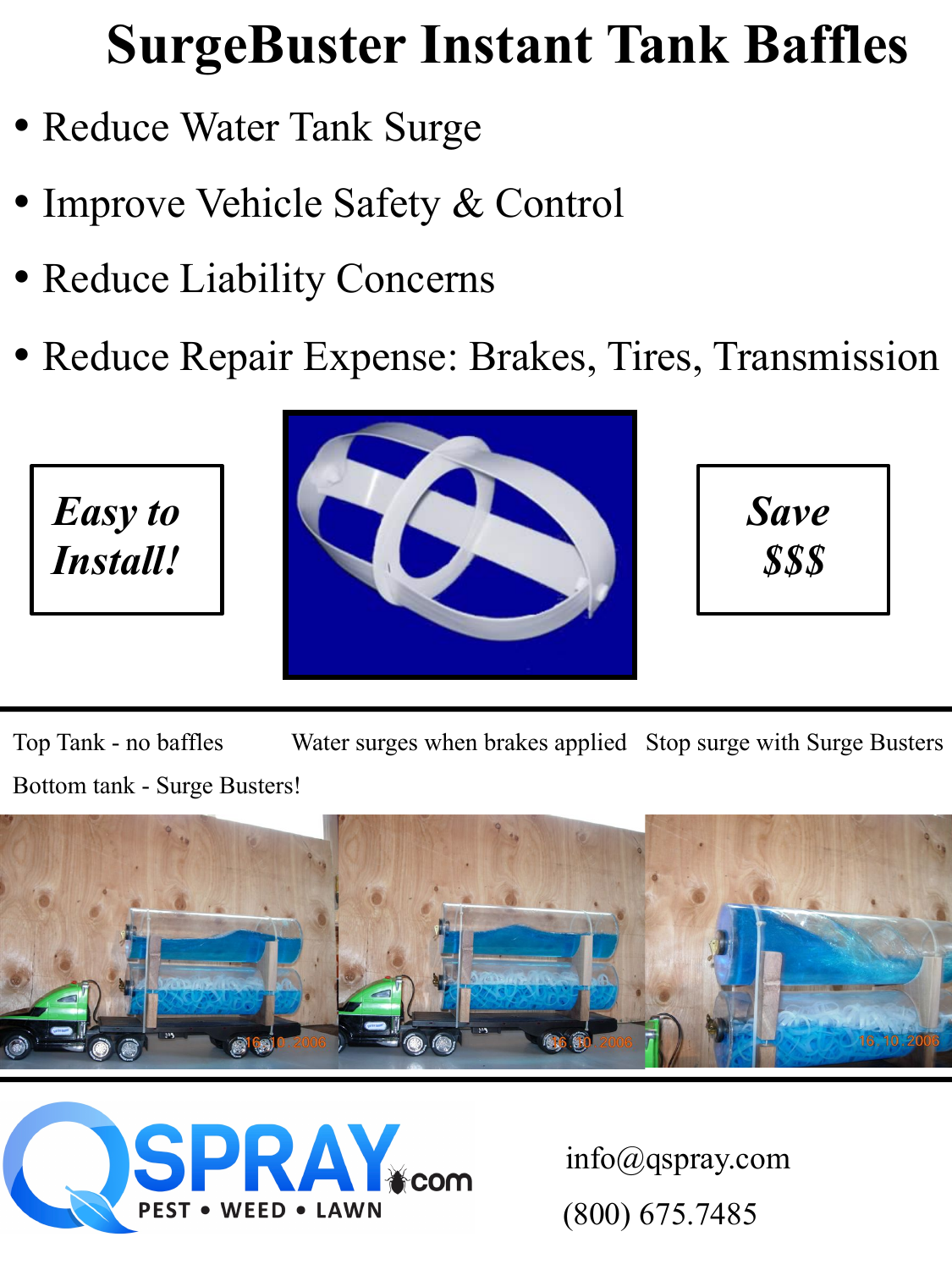# SurgeBuster Instant Tank Baffles

- Reduce Water Tank Surge
- Improve Vehicle Safety & Control
- Reduce Liability Concerns
- Reduce Repair Expense: Brakes, Tires, Transmission

***Easy to Install!***

***Save $$$***

Top Tank - no baffles

Bottom tank - Surge Busters!

Water surges when brakes applied

Stop surge with Surge Busters

QSPRAY.com PEST • WEED • LAWN

info@qspray.com

(800) 675.7485